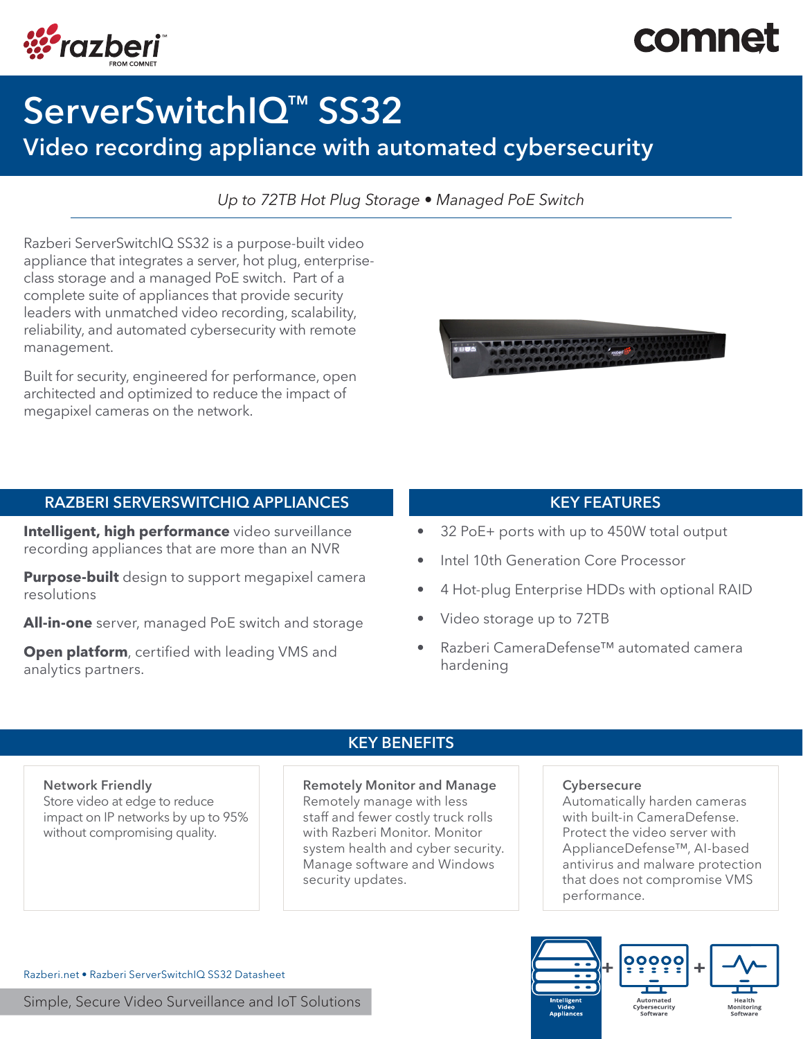razberi FROM COMNET

comnet

# ServerSwitchIQ™ SS32

## Video recording appliance with automated cybersecurity

*Up to 72TB Hot Plug Storage • Managed PoE Switch*

Razberi ServerSwitchIQ SS32 is a purpose-built video appliance that integrates a server, hot plug, enterprise-class storage and a managed PoE switch. Part of a complete suite of appliances that provide security leaders with unmatched video recording, scalability, reliability, and automated cybersecurity with remote management.

Built for security, engineered for performance, open architected and optimized to reduce the impact of megapixel cameras on the network.

## RAZBERI SERVERSWITCHIQ APPLIANCES

**Intelligent, high performance** video surveillance recording appliances that are more than an NVR

**Purpose-built** design to support megapixel camera resolutions

**All-in-one** server, managed PoE switch and storage

**Open platform**, certified with leading VMS and analytics partners.

## KEY FEATURES

- 32 PoE+ ports with up to 450W total output
- Intel 10th Generation Core Processor
- 4 Hot-plug Enterprise HDDs with optional RAID
- Video storage up to 72TB
- Razberi CameraDefense™ automated camera hardening

## KEY BENEFITS

**Network Friendly**
Store video at edge to reduce impact on IP networks by up to 95% without compromising quality.

**Remotely Monitor and Manage**
Remotely manage with less staff and fewer costly truck rolls with Razberi Monitor. Monitor system health and cyber security. Manage software and Windows security updates.

**Cybersecure**
Automatically harden cameras with built-in CameraDefense. Protect the video server with ApplianceDefense™, AI-based antivirus and malware protection that does not compromise VMS performance.

Intelligent Video Appliances + Automated Cybersecurity Software + Health Monitoring Software

Razberi.net • Razberi ServerSwitchIQ SS32 Datasheet

Simple, Secure Video Surveillance and IoT Solutions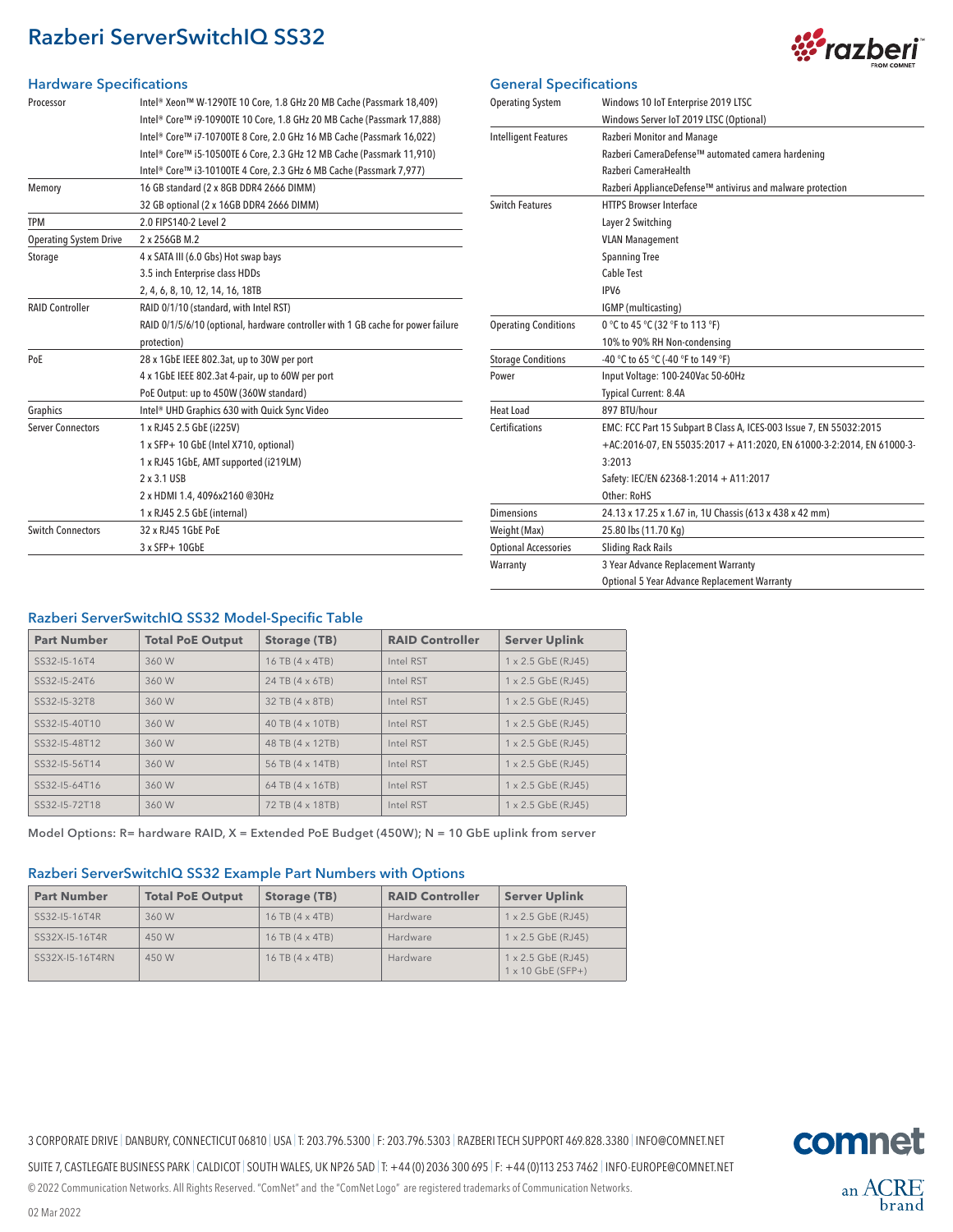# Razberi ServerSwitchIQ SS32

## Hardware Specifications

| | |
|---|---|
| Processor | Intel® Xeon™ W-1290TE 10 Core, 1.8 GHz 20 MB Cache (Passmark 18,409)<br>Intel® Core™ i9-10900TE 10 Core, 1.8 GHz 20 MB Cache (Passmark 17,888)<br>Intel® Core™ i7-10700TE 8 Core, 2.0 GHz 16 MB Cache (Passmark 16,022)<br>Intel® Core™ i5-10500TE 6 Core, 2.3 GHz 12 MB Cache (Passmark 11,910)<br>Intel® Core™ i3-10100TE 4 Core, 2.3 GHz 6 MB Cache (Passmark 7,977) |
| Memory | 16 GB standard (2 x 8GB DDR4 2666 DIMM)<br>32 GB optional (2 x 16GB DDR4 2666 DIMM) |
| TPM | 2.0 FIPS140-2 Level 2 |
| Operating System Drive | 2 x 256GB M.2 |
| Storage | 4 x SATA III (6.0 Gbs) Hot swap bays<br>3.5 inch Enterprise class HDDs<br>2, 4, 6, 8, 10, 12, 14, 16, 18TB |
| RAID Controller | RAID 0/1/10 (standard, with Intel RST)<br>RAID 0/1/5/6/10 (optional, hardware controller with 1 GB cache for power failure protection) |
| PoE | 28 x 1GbE IEEE 802.3at, up to 30W per port<br>4 x 1GbE IEEE 802.3at 4-pair, up to 60W per port<br>PoE Output: up to 450W (360W standard) |
| Graphics | Intel® UHD Graphics 630 with Quick Sync Video |
| Server Connectors | 1 x RJ45 2.5 GbE (i225V)<br>1 x SFP+ 10 GbE (Intel X710, optional)<br>1 x RJ45 1GbE, AMT supported (i219LM)<br>2 x 3.1 USB<br>2 x HDMI 1.4, 4096x2160 @30Hz<br>1 x RJ45 2.5 GbE (internal) |
| Switch Connectors | 32 x RJ45 1GbE PoE<br>3 x SFP+ 10GbE |

## General Specifications

| | |
|---|---|
| Operating System | Windows 10 IoT Enterprise 2019 LTSC<br>Windows Server IoT 2019 LTSC (Optional) |
| Intelligent Features | Razberi Monitor and Manage<br>Razberi CameraDefense™ automated camera hardening<br>Razberi CameraHealth<br>Razberi ApplianceDefense™ antivirus and malware protection |
| Switch Features | HTTPS Browser Interface<br>Layer 2 Switching<br>VLAN Management<br>Spanning Tree<br>Cable Test<br>IPV6<br>IGMP (multicasting) |
| Operating Conditions | 0 °C to 45 °C (32 °F to 113 °F)<br>10% to 90% RH Non-condensing |
| Storage Conditions | -40 °C to 65 °C (-40 °F to 149 °F) |
| Power | Input Voltage: 100-240Vac 50-60Hz<br>Typical Current: 8.4A |
| Heat Load | 897 BTU/hour |
| Certifications | EMC: FCC Part 15 Subpart B Class A, ICES-003 Issue 7, EN 55032:2015 +AC:2016-07, EN 55035:2017 + A11:2020, EN 61000-3-2:2014, EN 61000-3-3:2013<br>Safety: IEC/EN 62368-1:2014 + A11:2017<br>Other: RoHS |
| Dimensions | 24.13 x 17.25 x 1.67 in, 1U Chassis (613 x 438 x 42 mm) |
| Weight (Max) | 25.80 lbs (11.70 Kg) |
| Optional Accessories | Sliding Rack Rails |
| Warranty | 3 Year Advance Replacement Warranty<br>Optional 5 Year Advance Replacement Warranty |

## Razberi ServerSwitchIQ SS32 Model-Specific Table

| Part Number | Total PoE Output | Storage (TB) | RAID Controller | Server Uplink |
|---|---|---|---|---|
| SS32-I5-16T4 | 360 W | 16 TB (4 x 4TB) | Intel RST | 1 x 2.5 GbE (RJ45) |
| SS32-I5-24T6 | 360 W | 24 TB (4 x 6TB) | Intel RST | 1 x 2.5 GbE (RJ45) |
| SS32-I5-32T8 | 360 W | 32 TB (4 x 8TB) | Intel RST | 1 x 2.5 GbE (RJ45) |
| SS32-I5-40T10 | 360 W | 40 TB (4 x 10TB) | Intel RST | 1 x 2.5 GbE (RJ45) |
| SS32-I5-48T12 | 360 W | 48 TB (4 x 12TB) | Intel RST | 1 x 2.5 GbE (RJ45) |
| SS32-I5-56T14 | 360 W | 56 TB (4 x 14TB) | Intel RST | 1 x 2.5 GbE (RJ45) |
| SS32-I5-64T16 | 360 W | 64 TB (4 x 16TB) | Intel RST | 1 x 2.5 GbE (RJ45) |
| SS32-I5-72T18 | 360 W | 72 TB (4 x 18TB) | Intel RST | 1 x 2.5 GbE (RJ45) |

Model Options: R= hardware RAID, X = Extended PoE Budget (450W); N = 10 GbE uplink from server

## Razberi ServerSwitchIQ SS32 Example Part Numbers with Options

| Part Number | Total PoE Output | Storage (TB) | RAID Controller | Server Uplink |
|---|---|---|---|---|
| SS32-I5-16T4R | 360 W | 16 TB (4 x 4TB) | Hardware | 1 x 2.5 GbE (RJ45) |
| SS32X-I5-16T4R | 450 W | 16 TB (4 x 4TB) | Hardware | 1 x 2.5 GbE (RJ45) |
| SS32X-I5-16T4RN | 450 W | 16 TB (4 x 4TB) | Hardware | 1 x 2.5 GbE (RJ45)<br>1 x 10 GbE (SFP+) |

3 CORPORATE DRIVE | DANBURY, CONNECTICUT 06810 | USA | T: 203.796.5300 | F: 203.796.5303 | RAZBERI TECH SUPPORT 469.828.3380 | INFO@COMNET.NET

SUITE 7, CASTLEGATE BUSINESS PARK | CALDICOT | SOUTH WALES, UK NP26 5AD | T: +44 (0) 2036 300 695 | F: +44 (0)113 253 7462 | INFO-EUROPE@COMNET.NET

© 2022 Communication Networks. All Rights Reserved. "ComNet" and the "ComNet Logo" are registered trademarks of Communication Networks.

02 Mar 2022